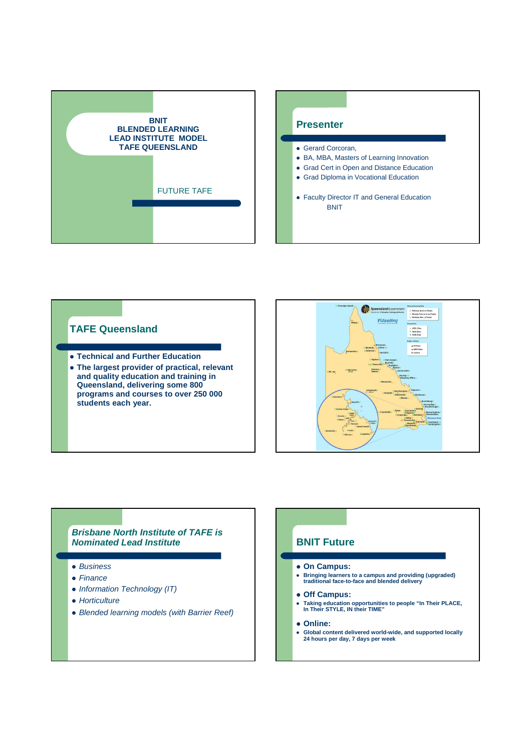# BNIT
# BLENDED LEARNING
# LEAD INSTITUTE MODEL
# TAFE QUEENSLAND

FUTURE TAFE

## Presenter

- Gerard Corcoran,
- BA, MBA, Masters of Learning Innovation
- Grad Cert in Open and Distance Education
- Grad Diploma in Vocational Education

- Faculty Director IT and General Education BNIT

## TAFE Queensland

- **Technical and Further Education**
- **The largest provider of practical, relevant and quality education and training in Queensland, delivering some 800 programs and courses to over 250 000 students each year.**

## *Brisbane North Institute of TAFE is Nominated Lead Institute*

- *Business*
- *Finance*
- *Information Technology (IT)*
- *Horticulture*
- *Blended learning models (with Barrier Reef)*

## BNIT Future

- **On Campus:**
  - **Bringing learners to a campus and providing (upgraded) traditional face-to-face and blended delivery**
- **Off Campus:**
  - **Taking education opportunities to people "In Their PLACE, In Their STYLE, IN their TIME"**
- **Online:**
  - **Global content delivered world-wide, and supported locally 24 hours per day, 7 days per week**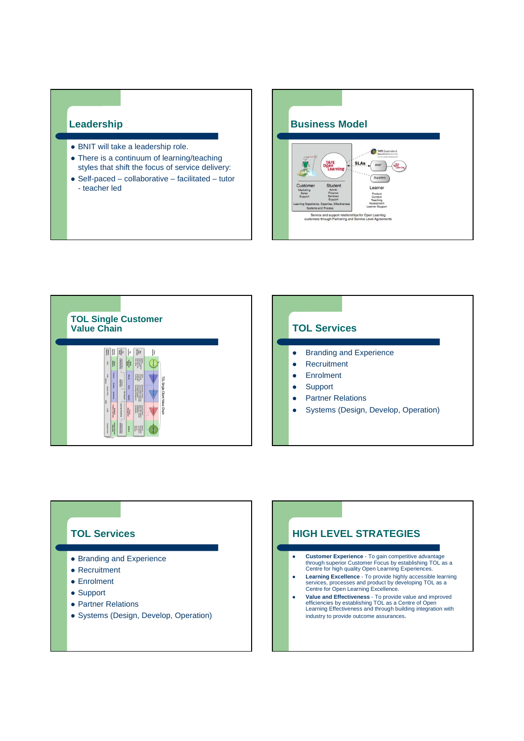## Leadership

- BNIT will take a leadership role.
- There is a continuum of learning/teaching styles that shift the focus of service delivery:
- Self-paced – collaborative – facilitated – tutor - teacher led

## Business Model

TAFE Open Learning

SLAs

BNIT

Suppliers

Customer
Marketing
Sales
Support

Student
Admin
Finance
Services
Support

Learning Experience, Expertise, Effectiveness
Systems and Process

Learner
Product
Content
Teaching
Assessment
Learner Support

Service and support relationships for Open Learning customers through Partnering and Service Level Agreements

## TOL Single Customer Value Chain

TOL Single Client Value Chain

## TOL Services

- Branding and Experience
- Recruitment
- Enrolment
- Support
- Partner Relations
- Systems (Design, Develop, Operation)

## TOL Services

- Branding and Experience
- Recruitment
- Enrolment
- Support
- Partner Relations
- Systems (Design, Develop, Operation)

## HIGH LEVEL STRATEGIES

- **Customer Experience** - To gain competitive advantage through superior Customer Focus by establishing TOL as a Centre for high quality Open Learning Experiences.
- **Learning Excellence** - To provide highly accessible learning services, processes and product by developing TOL as a Centre for Open Learning Excellence.
- **Value and Effectiveness** - To provide value and improved efficiencies by establishing TOL as a Centre of Open Learning Effectiveness and through building integration with industry to provide outcome assurances.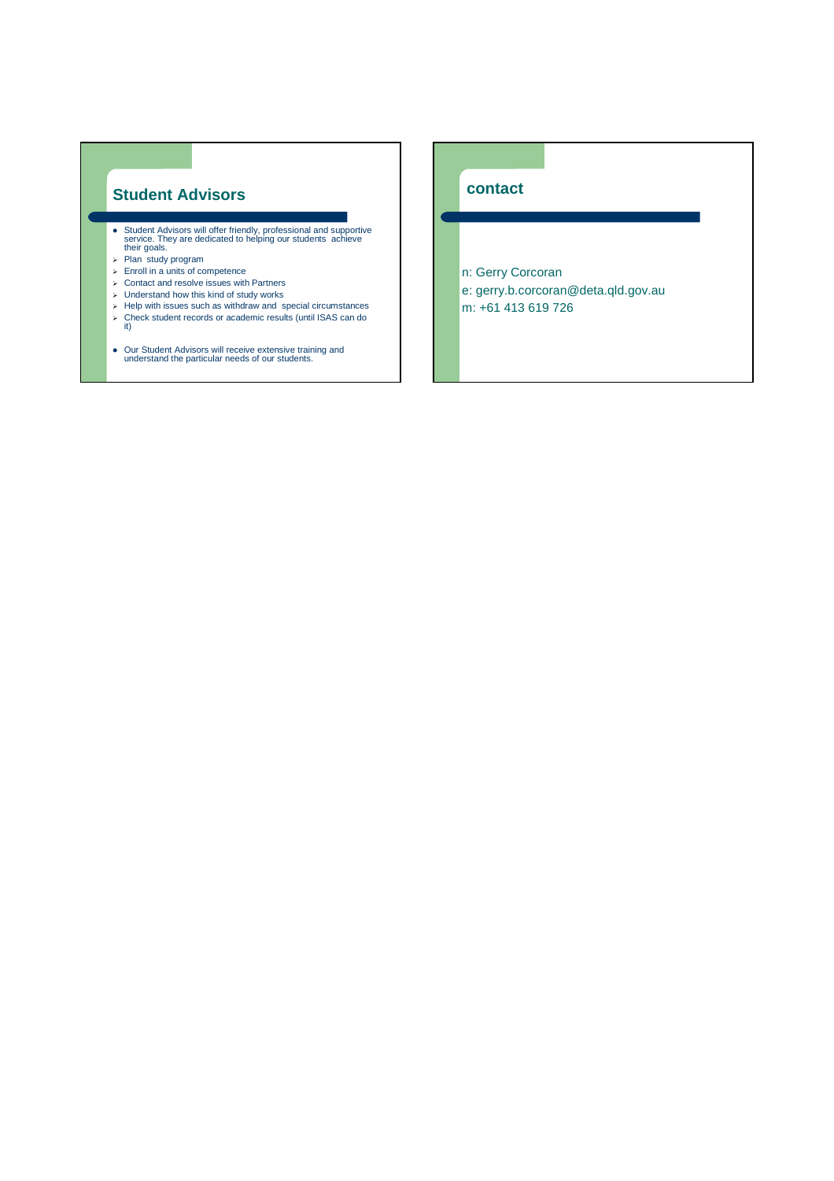## Student Advisors

- Student Advisors will offer friendly, professional and supportive service. They are dedicated to helping our students achieve their goals.
  - Plan study program
  - Enroll in a units of competence
  - Contact and resolve issues with Partners
  - Understand how this kind of study works
  - Help with issues such as withdraw and special circumstances
  - Check student records or academic results (until ISAS can do it)
- Our Student Advisors will receive extensive training and understand the particular needs of our students.

## contact

n: Gerry Corcoran
e: gerry.b.corcoran@deta.qld.gov.au
m: +61 413 619 726